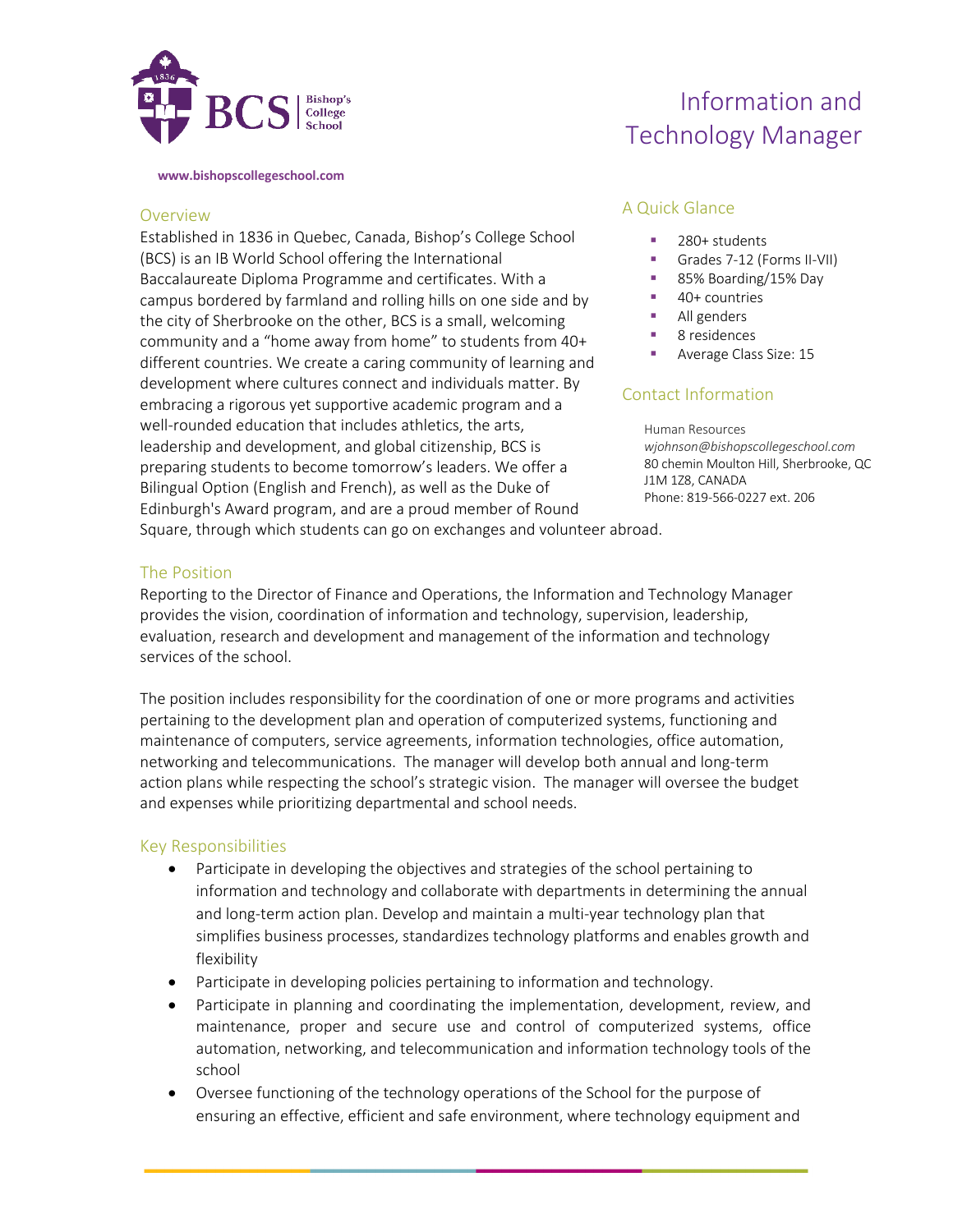# Information and Technology Manager

**www.bishopscollegeschool.com**

## Overview

Established in 1836 in Quebec, Canada, Bishop's College School (BCS) is an IB World School offering the International Baccalaureate Diploma Programme and certificates. With a campus bordered by farmland and rolling hills on one side and by the city of Sherbrooke on the other, BCS is a small, welcoming community and a "home away from home" to students from 40+ different countries. We create a caring community of learning and development where cultures connect and individuals matter. By embracing a rigorous yet supportive academic program and a well-rounded education that includes athletics, the arts, leadership and development, and global citizenship, BCS is preparing students to become tomorrow's leaders. We offer a Bilingual Option (English and French), as well as the Duke of Edinburgh's Award program, and are a proud member of Round Square, through which students can go on exchanges and volunteer abroad.

## A Quick Glance

- 280+ students
- Grades 7-12 (Forms II-VII)
- 85% Boarding/15% Day
- 40+ countries
- All genders
- 8 residences
- Average Class Size: 15

## Contact Information

Human Resources
*wjohnson@bishopscollegeschool.com*
80 chemin Moulton Hill, Sherbrooke, QC
J1M 1Z8, CANADA
Phone: 819-566-0227 ext. 206

## The Position

Reporting to the Director of Finance and Operations, the Information and Technology Manager provides the vision, coordination of information and technology, supervision, leadership, evaluation, research and development and management of the information and technology services of the school.

The position includes responsibility for the coordination of one or more programs and activities pertaining to the development plan and operation of computerized systems, functioning and maintenance of computers, service agreements, information technologies, office automation, networking and telecommunications. The manager will develop both annual and long-term action plans while respecting the school's strategic vision. The manager will oversee the budget and expenses while prioritizing departmental and school needs.

## Key Responsibilities

- Participate in developing the objectives and strategies of the school pertaining to information and technology and collaborate with departments in determining the annual and long-term action plan. Develop and maintain a multi-year technology plan that simplifies business processes, standardizes technology platforms and enables growth and flexibility
- Participate in developing policies pertaining to information and technology.
- Participate in planning and coordinating the implementation, development, review, and maintenance, proper and secure use and control of computerized systems, office automation, networking, and telecommunication and information technology tools of the school
- Oversee functioning of the technology operations of the School for the purpose of ensuring an effective, efficient and safe environment, where technology equipment and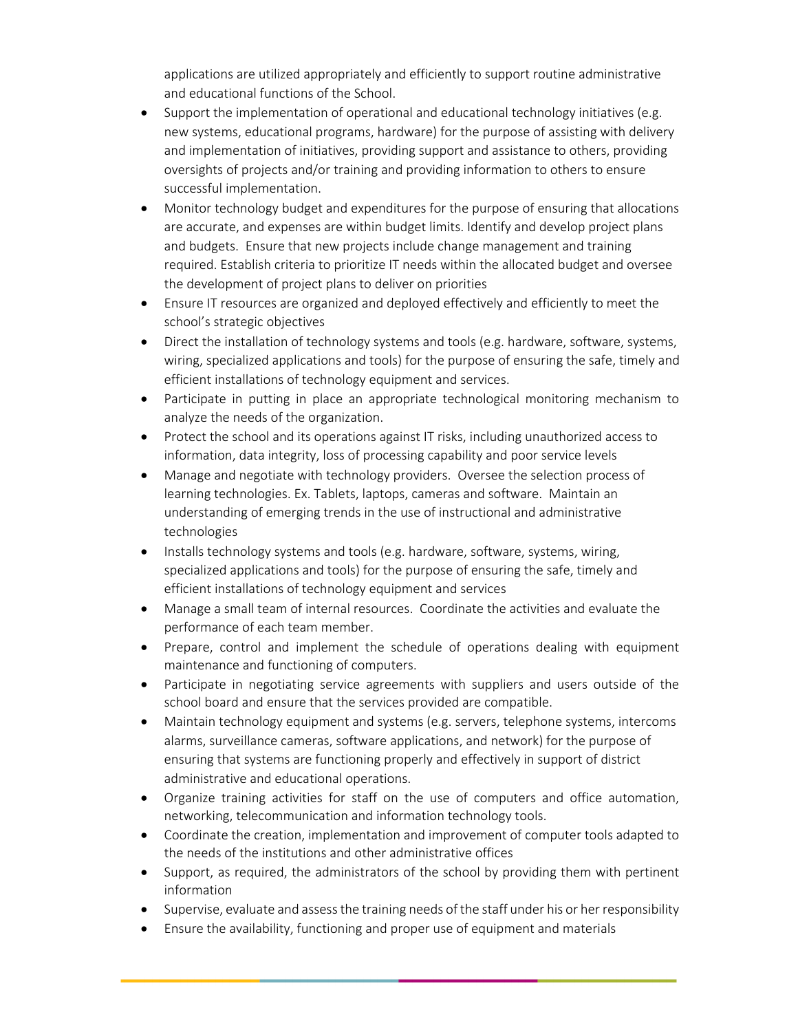applications are utilized appropriately and efficiently to support routine administrative and educational functions of the School.

- Support the implementation of operational and educational technology initiatives (e.g. new systems, educational programs, hardware) for the purpose of assisting with delivery and implementation of initiatives, providing support and assistance to others, providing oversights of projects and/or training and providing information to others to ensure successful implementation.
- Monitor technology budget and expenditures for the purpose of ensuring that allocations are accurate, and expenses are within budget limits. Identify and develop project plans and budgets. Ensure that new projects include change management and training required. Establish criteria to prioritize IT needs within the allocated budget and oversee the development of project plans to deliver on priorities
- Ensure IT resources are organized and deployed effectively and efficiently to meet the school's strategic objectives
- Direct the installation of technology systems and tools (e.g. hardware, software, systems, wiring, specialized applications and tools) for the purpose of ensuring the safe, timely and efficient installations of technology equipment and services.
- Participate in putting in place an appropriate technological monitoring mechanism to analyze the needs of the organization.
- Protect the school and its operations against IT risks, including unauthorized access to information, data integrity, loss of processing capability and poor service levels
- Manage and negotiate with technology providers. Oversee the selection process of learning technologies. Ex. Tablets, laptops, cameras and software. Maintain an understanding of emerging trends in the use of instructional and administrative technologies
- Installs technology systems and tools (e.g. hardware, software, systems, wiring, specialized applications and tools) for the purpose of ensuring the safe, timely and efficient installations of technology equipment and services
- Manage a small team of internal resources. Coordinate the activities and evaluate the performance of each team member.
- Prepare, control and implement the schedule of operations dealing with equipment maintenance and functioning of computers.
- Participate in negotiating service agreements with suppliers and users outside of the school board and ensure that the services provided are compatible.
- Maintain technology equipment and systems (e.g. servers, telephone systems, intercoms alarms, surveillance cameras, software applications, and network) for the purpose of ensuring that systems are functioning properly and effectively in support of district administrative and educational operations.
- Organize training activities for staff on the use of computers and office automation, networking, telecommunication and information technology tools.
- Coordinate the creation, implementation and improvement of computer tools adapted to the needs of the institutions and other administrative offices
- Support, as required, the administrators of the school by providing them with pertinent information
- Supervise, evaluate and assess the training needs of the staff under his or her responsibility
- Ensure the availability, functioning and proper use of equipment and materials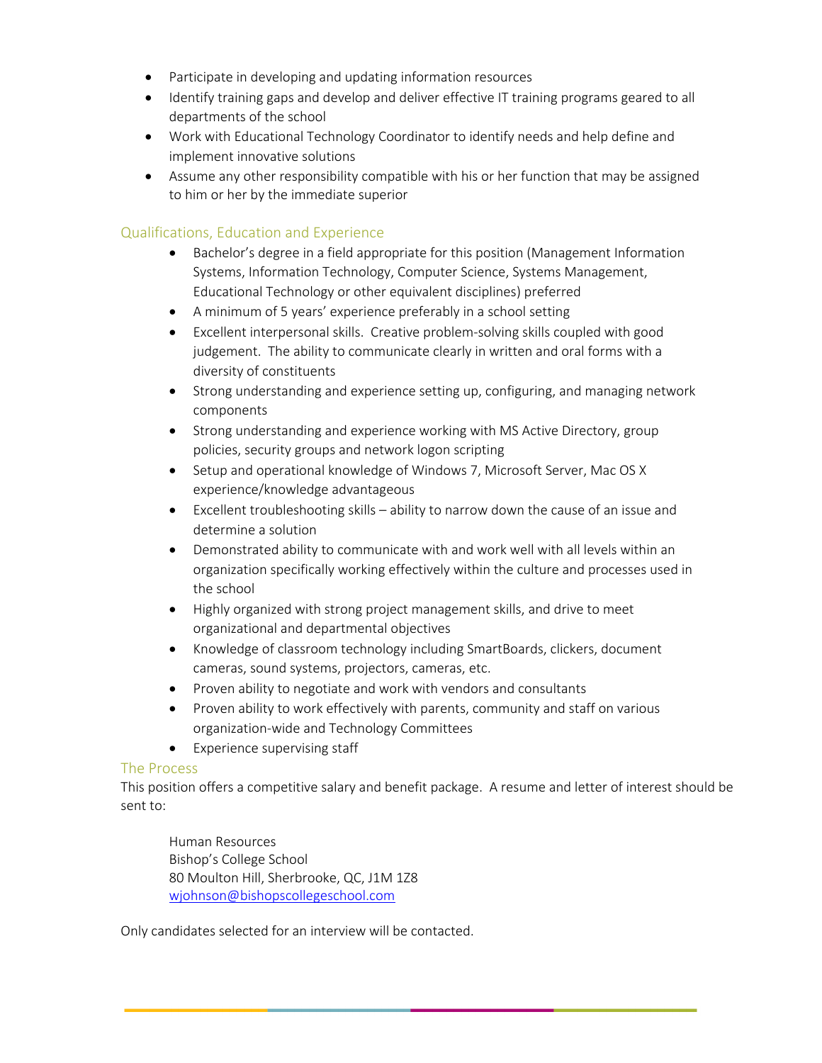- Participate in developing and updating information resources
- Identify training gaps and develop and deliver effective IT training programs geared to all departments of the school
- Work with Educational Technology Coordinator to identify needs and help define and implement innovative solutions
- Assume any other responsibility compatible with his or her function that may be assigned to him or her by the immediate superior

## Qualifications, Education and Experience

- Bachelor's degree in a field appropriate for this position (Management Information Systems, Information Technology, Computer Science, Systems Management, Educational Technology or other equivalent disciplines) preferred
- A minimum of 5 years' experience preferably in a school setting
- Excellent interpersonal skills. Creative problem-solving skills coupled with good judgement. The ability to communicate clearly in written and oral forms with a diversity of constituents
- Strong understanding and experience setting up, configuring, and managing network components
- Strong understanding and experience working with MS Active Directory, group policies, security groups and network logon scripting
- Setup and operational knowledge of Windows 7, Microsoft Server, Mac OS X experience/knowledge advantageous
- Excellent troubleshooting skills – ability to narrow down the cause of an issue and determine a solution
- Demonstrated ability to communicate with and work well with all levels within an organization specifically working effectively within the culture and processes used in the school
- Highly organized with strong project management skills, and drive to meet organizational and departmental objectives
- Knowledge of classroom technology including SmartBoards, clickers, document cameras, sound systems, projectors, cameras, etc.
- Proven ability to negotiate and work with vendors and consultants
- Proven ability to work effectively with parents, community and staff on various organization-wide and Technology Committees
- Experience supervising staff

## The Process

This position offers a competitive salary and benefit package. A resume and letter of interest should be sent to:

Human Resources
Bishop's College School
80 Moulton Hill, Sherbrooke, QC, J1M 1Z8
wjohnson@bishopscollegeschool.com

Only candidates selected for an interview will be contacted.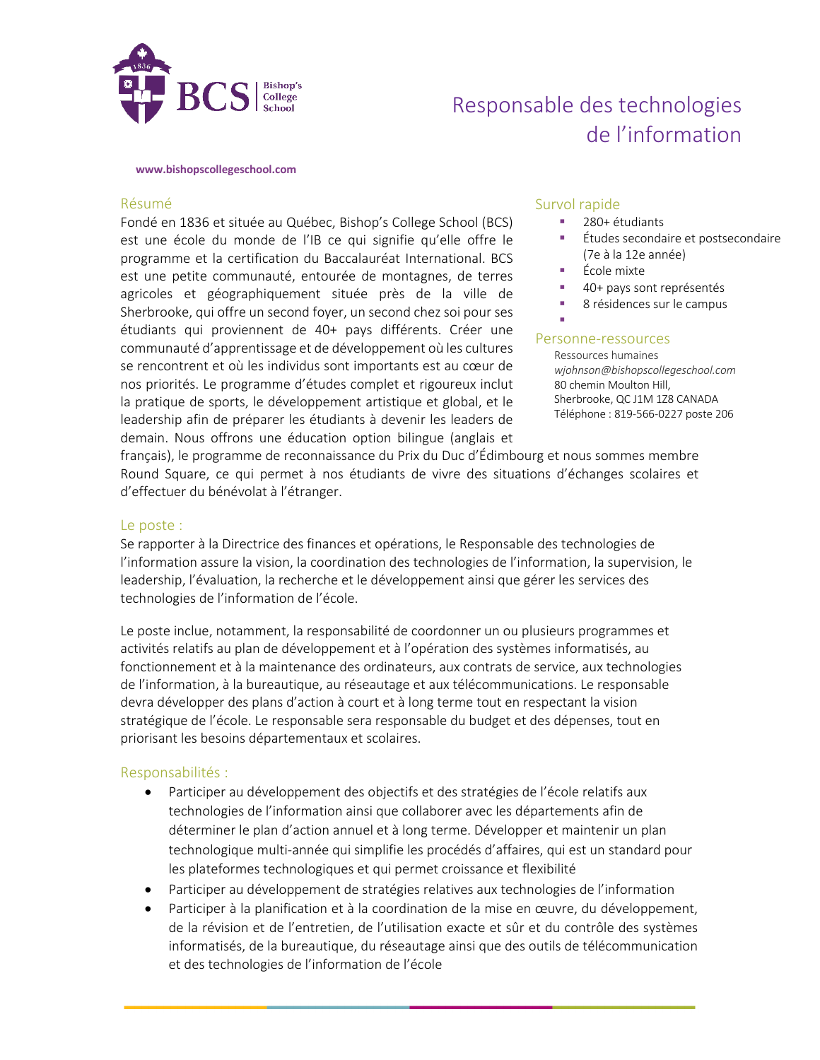# Responsable des technologies de l'information

**www.bishopscollegeschool.com**

## Résumé

Fondé en 1836 et située au Québec, Bishop's College School (BCS) est une école du monde de l'IB ce qui signifie qu'elle offre le programme et la certification du Baccalauréat International. BCS est une petite communauté, entourée de montagnes, de terres agricoles et géographiquement située près de la ville de Sherbrooke, qui offre un second foyer, un second chez soi pour ses étudiants qui proviennent de 40+ pays différents. Créer une communauté d'apprentissage et de développement où les cultures se rencontrent et où les individus sont importants est au cœur de nos priorités. Le programme d'études complet et rigoureux inclut la pratique de sports, le développement artistique et global, et le leadership afin de préparer les étudiants à devenir les leaders de demain. Nous offrons une éducation option bilingue (anglais et français), le programme de reconnaissance du Prix du Duc d'Édimbourg et nous sommes membre Round Square, ce qui permet à nos étudiants de vivre des situations d'échanges scolaires et d'effectuer du bénévolat à l'étranger.

## Survol rapide

- 280+ étudiants
- Études secondaire et postsecondaire (7e à la 12e année)
- École mixte
- 40+ pays sont représentés
- 8 résidences sur le campus

## Personne-ressources

Ressources humaines
*wjohnson@bishopscollegeschool.com*
80 chemin Moulton Hill,
Sherbrooke, QC J1M 1Z8 CANADA
Téléphone : 819-566-0227 poste 206

## Le poste :

Se rapporter à la Directrice des finances et opérations, le Responsable des technologies de l'information assure la vision, la coordination des technologies de l'information, la supervision, le leadership, l'évaluation, la recherche et le développement ainsi que gérer les services des technologies de l'information de l'école.

Le poste inclue, notamment, la responsabilité de coordonner un ou plusieurs programmes et activités relatifs au plan de développement et à l'opération des systèmes informatisés, au fonctionnement et à la maintenance des ordinateurs, aux contrats de service, aux technologies de l'information, à la bureautique, au réseautage et aux télécommunications. Le responsable devra développer des plans d'action à court et à long terme tout en respectant la vision stratégique de l'école. Le responsable sera responsable du budget et des dépenses, tout en priorisant les besoins départementaux et scolaires.

## Responsabilités :

- Participer au développement des objectifs et des stratégies de l'école relatifs aux technologies de l'information ainsi que collaborer avec les départements afin de déterminer le plan d'action annuel et à long terme. Développer et maintenir un plan technologique multi-année qui simplifie les procédés d'affaires, qui est un standard pour les plateformes technologiques et qui permet croissance et flexibilité
- Participer au développement de stratégies relatives aux technologies de l'information
- Participer à la planification et à la coordination de la mise en œuvre, du développement, de la révision et de l'entretien, de l'utilisation exacte et sûr et du contrôle des systèmes informatisés, de la bureautique, du réseautage ainsi que des outils de télécommunication et des technologies de l'information de l'école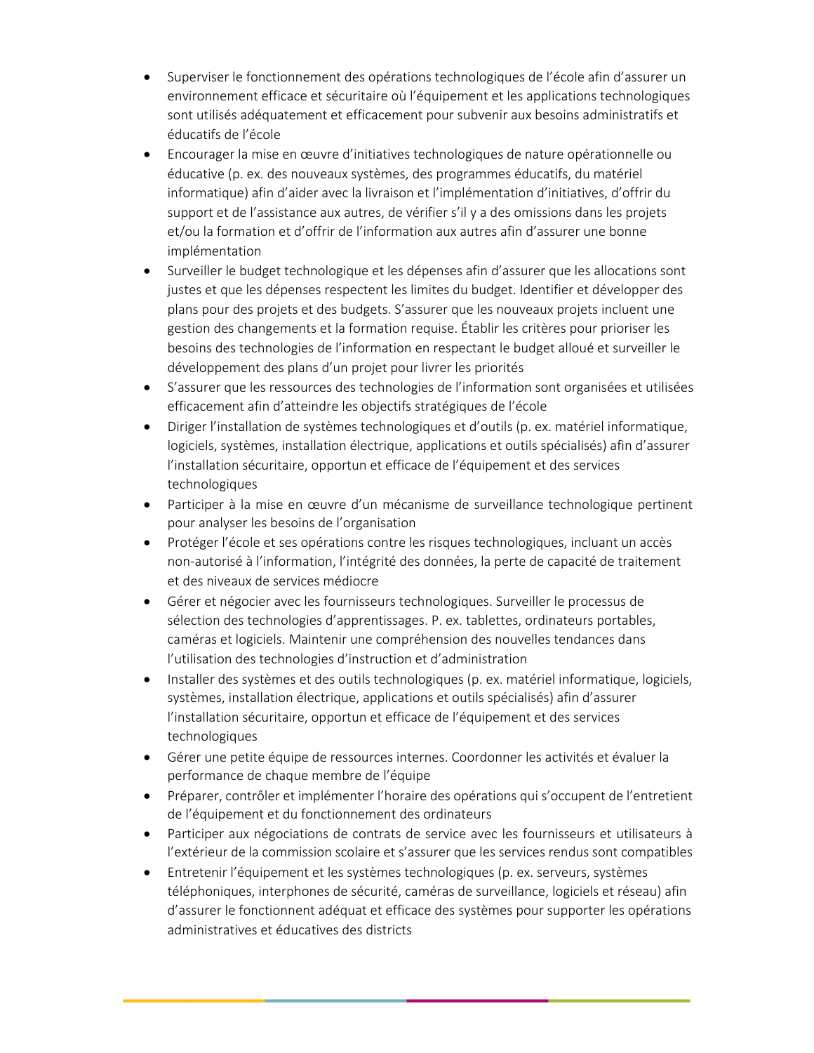- Superviser le fonctionnement des opérations technologiques de l'école afin d'assurer un environnement efficace et sécuritaire où l'équipement et les applications technologiques sont utilisés adéquatement et efficacement pour subvenir aux besoins administratifs et éducatifs de l'école
- Encourager la mise en œuvre d'initiatives technologiques de nature opérationnelle ou éducative (p. ex. des nouveaux systèmes, des programmes éducatifs, du matériel informatique) afin d'aider avec la livraison et l'implémentation d'initiatives, d'offrir du support et de l'assistance aux autres, de vérifier s'il y a des omissions dans les projets et/ou la formation et d'offrir de l'information aux autres afin d'assurer une bonne implémentation
- Surveiller le budget technologique et les dépenses afin d'assurer que les allocations sont justes et que les dépenses respectent les limites du budget. Identifier et développer des plans pour des projets et des budgets. S'assurer que les nouveaux projets incluent une gestion des changements et la formation requise. Établir les critères pour prioriser les besoins des technologies de l'information en respectant le budget alloué et surveiller le développement des plans d'un projet pour livrer les priorités
- S'assurer que les ressources des technologies de l'information sont organisées et utilisées efficacement afin d'atteindre les objectifs stratégiques de l'école
- Diriger l'installation de systèmes technologiques et d'outils (p. ex. matériel informatique, logiciels, systèmes, installation électrique, applications et outils spécialisés) afin d'assurer l'installation sécuritaire, opportun et efficace de l'équipement et des services technologiques
- Participer à la mise en œuvre d'un mécanisme de surveillance technologique pertinent pour analyser les besoins de l'organisation
- Protéger l'école et ses opérations contre les risques technologiques, incluant un accès non-autorisé à l'information, l'intégrité des données, la perte de capacité de traitement et des niveaux de services médiocre
- Gérer et négocier avec les fournisseurs technologiques. Surveiller le processus de sélection des technologies d'apprentissages. P. ex. tablettes, ordinateurs portables, caméras et logiciels. Maintenir une compréhension des nouvelles tendances dans l'utilisation des technologies d'instruction et d'administration
- Installer des systèmes et des outils technologiques (p. ex. matériel informatique, logiciels, systèmes, installation électrique, applications et outils spécialisés) afin d'assurer l'installation sécuritaire, opportun et efficace de l'équipement et des services technologiques
- Gérer une petite équipe de ressources internes. Coordonner les activités et évaluer la performance de chaque membre de l'équipe
- Préparer, contrôler et implémenter l'horaire des opérations qui s'occupent de l'entretient de l'équipement et du fonctionnement des ordinateurs
- Participer aux négociations de contrats de service avec les fournisseurs et utilisateurs à l'extérieur de la commission scolaire et s'assurer que les services rendus sont compatibles
- Entretenir l'équipement et les systèmes technologiques (p. ex. serveurs, systèmes téléphoniques, interphones de sécurité, caméras de surveillance, logiciels et réseau) afin d'assurer le fonctionnent adéquat et efficace des systèmes pour supporter les opérations administratives et éducatives des districts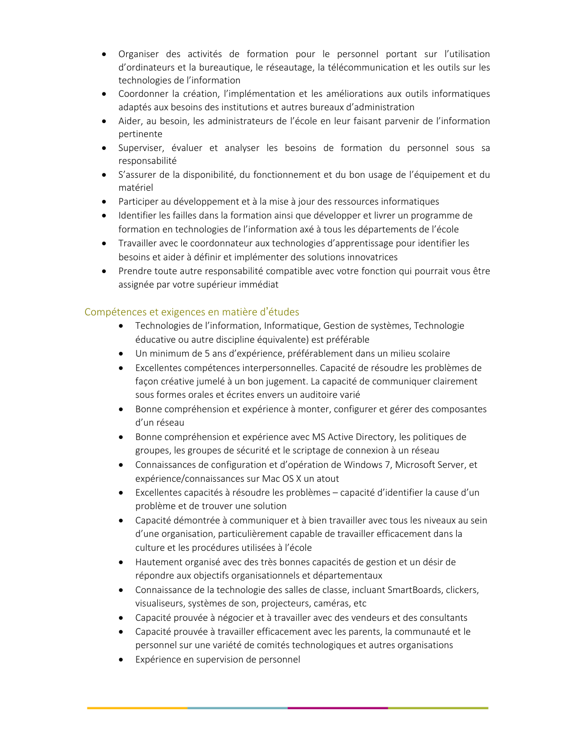- Organiser des activités de formation pour le personnel portant sur l'utilisation d'ordinateurs et la bureautique, le réseautage, la télécommunication et les outils sur les technologies de l'information
- Coordonner la création, l'implémentation et les améliorations aux outils informatiques adaptés aux besoins des institutions et autres bureaux d'administration
- Aider, au besoin, les administrateurs de l'école en leur faisant parvenir de l'information pertinente
- Superviser, évaluer et analyser les besoins de formation du personnel sous sa responsabilité
- S'assurer de la disponibilité, du fonctionnement et du bon usage de l'équipement et du matériel
- Participer au développement et à la mise à jour des ressources informatiques
- Identifier les failles dans la formation ainsi que développer et livrer un programme de formation en technologies de l'information axé à tous les départements de l'école
- Travailler avec le coordonnateur aux technologies d'apprentissage pour identifier les besoins et aider à définir et implémenter des solutions innovatrices
- Prendre toute autre responsabilité compatible avec votre fonction qui pourrait vous être assignée par votre supérieur immédiat

## Compétences et exigences en matière d'études

- Technologies de l'information, Informatique, Gestion de systèmes, Technologie éducative ou autre discipline équivalente) est préférable
- Un minimum de 5 ans d'expérience, préférablement dans un milieu scolaire
- Excellentes compétences interpersonnelles. Capacité de résoudre les problèmes de façon créative jumelé à un bon jugement. La capacité de communiquer clairement sous formes orales et écrites envers un auditoire varié
- Bonne compréhension et expérience à monter, configurer et gérer des composantes d'un réseau
- Bonne compréhension et expérience avec MS Active Directory, les politiques de groupes, les groupes de sécurité et le scriptage de connexion à un réseau
- Connaissances de configuration et d'opération de Windows 7, Microsoft Server, et expérience/connaissances sur Mac OS X un atout
- Excellentes capacités à résoudre les problèmes – capacité d'identifier la cause d'un problème et de trouver une solution
- Capacité démontrée à communiquer et à bien travailler avec tous les niveaux au sein d'une organisation, particulièrement capable de travailler efficacement dans la culture et les procédures utilisées à l'école
- Hautement organisé avec des très bonnes capacités de gestion et un désir de répondre aux objectifs organisationnels et départementaux
- Connaissance de la technologie des salles de classe, incluant SmartBoards, clickers, visualiseurs, systèmes de son, projecteurs, caméras, etc
- Capacité prouvée à négocier et à travailler avec des vendeurs et des consultants
- Capacité prouvée à travailler efficacement avec les parents, la communauté et le personnel sur une variété de comités technologiques et autres organisations
- Expérience en supervision de personnel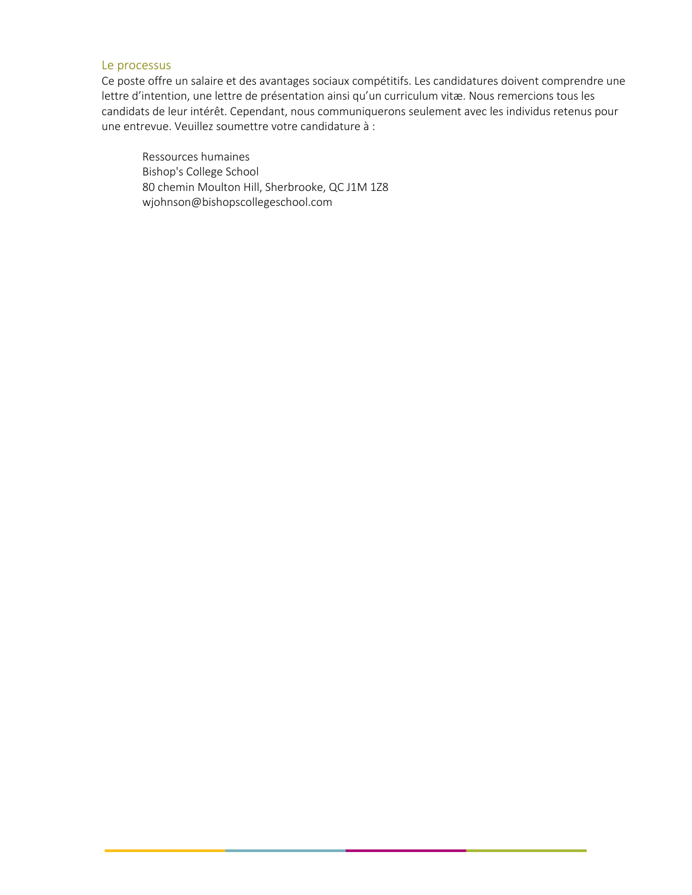## Le processus

Ce poste offre un salaire et des avantages sociaux compétitifs. Les candidatures doivent comprendre une lettre d'intention, une lettre de présentation ainsi qu'un curriculum vitæ. Nous remercions tous les candidats de leur intérêt. Cependant, nous communiquerons seulement avec les individus retenus pour une entrevue. Veuillez soumettre votre candidature à :

> Ressources humaines
> Bishop's College School
> 80 chemin Moulton Hill, Sherbrooke, QC J1M 1Z8
> wjohnson@bishopscollegeschool.com